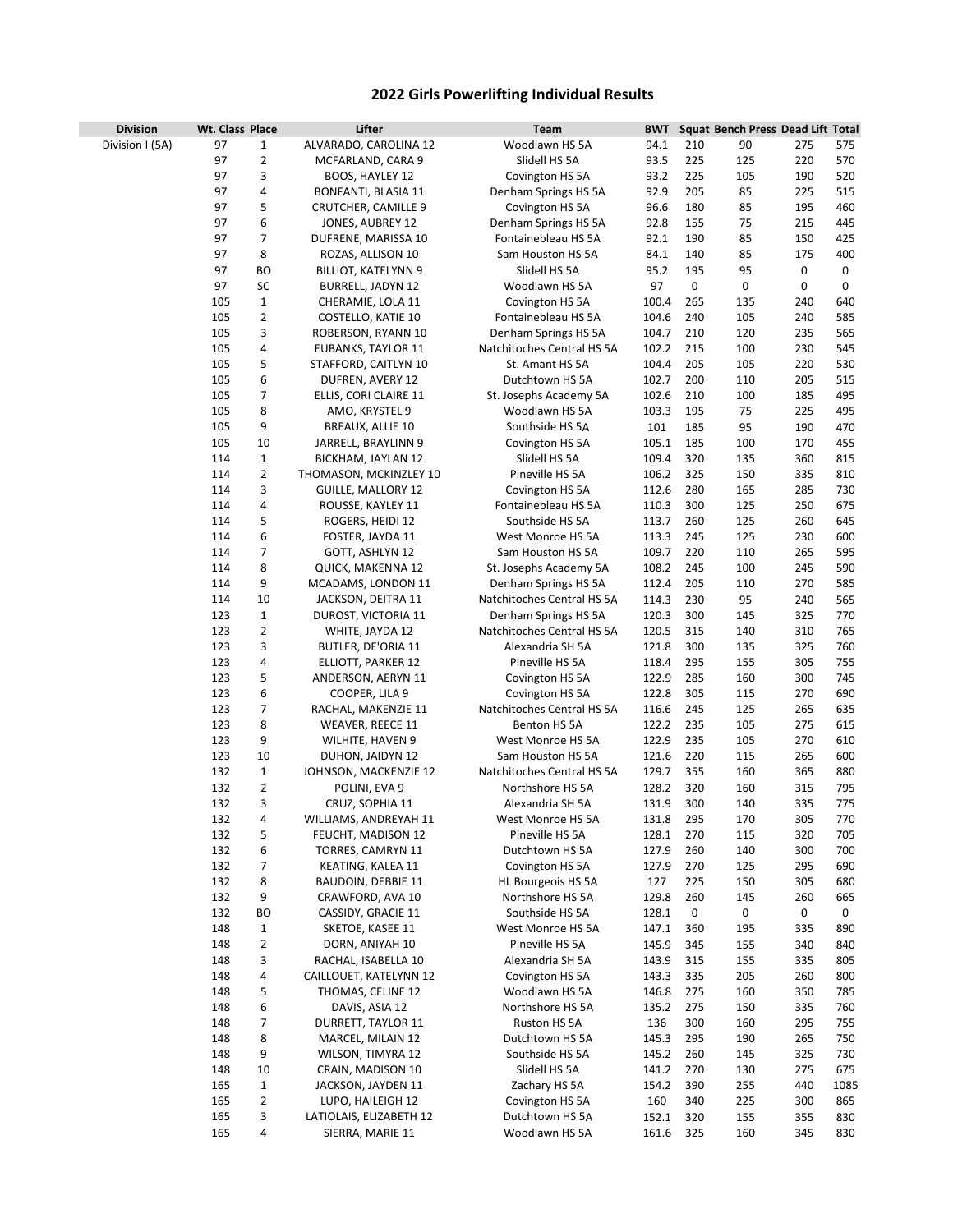# 2022 Girls Powerlifting Individual Results

| Division | Wt. Class | Place | Lifter | Team | BWT | Squat | Bench Press | Dead Lift | Total |
|---|---|---|---|---|---|---|---|---|---|
| Division I (5A) | 97 | 1 | ALVARADO, CAROLINA 12 | Woodlawn HS 5A | 94.1 | 210 | 90 | 275 | 575 |
| | 97 | 2 | MCFARLAND, CARA 9 | Slidell HS 5A | 93.5 | 225 | 125 | 220 | 570 |
| | 97 | 3 | BOOS, HAYLEY 12 | Covington HS 5A | 93.2 | 225 | 105 | 190 | 520 |
| | 97 | 4 | BONFANTI, BLASIA 11 | Denham Springs HS 5A | 92.9 | 205 | 85 | 225 | 515 |
| | 97 | 5 | CRUTCHER, CAMILLE 9 | Covington HS 5A | 96.6 | 180 | 85 | 195 | 460 |
| | 97 | 6 | JONES, AUBREY 12 | Denham Springs HS 5A | 92.8 | 155 | 75 | 215 | 445 |
| | 97 | 7 | DUFRENE, MARISSA 10 | Fontainebleau HS 5A | 92.1 | 190 | 85 | 150 | 425 |
| | 97 | 8 | ROZAS, ALLISON 10 | Sam Houston HS 5A | 84.1 | 140 | 85 | 175 | 400 |
| | 97 | BO | BILLIOT, KATELYNN 9 | Slidell HS 5A | 95.2 | 195 | 95 | 0 | 0 |
| | 97 | SC | BURRELL, JADYN 12 | Woodlawn HS 5A | 97 | 0 | 0 | 0 | 0 |
| | 105 | 1 | CHERAMIE, LOLA 11 | Covington HS 5A | 100.4 | 265 | 135 | 240 | 640 |
| | 105 | 2 | COSTELLO, KATIE 10 | Fontainebleau HS 5A | 104.6 | 240 | 105 | 240 | 585 |
| | 105 | 3 | ROBERSON, RYANN 10 | Denham Springs HS 5A | 104.7 | 210 | 120 | 235 | 565 |
| | 105 | 4 | EUBANKS, TAYLOR 11 | Natchitoches Central HS 5A | 102.2 | 215 | 100 | 230 | 545 |
| | 105 | 5 | STAFFORD, CAITLYN 10 | St. Amant HS 5A | 104.4 | 205 | 105 | 220 | 530 |
| | 105 | 6 | DUFREN, AVERY 12 | Dutchtown HS 5A | 102.7 | 200 | 110 | 205 | 515 |
| | 105 | 7 | ELLIS, CORI CLAIRE 11 | St. Josephs Academy 5A | 102.6 | 210 | 100 | 185 | 495 |
| | 105 | 8 | AMO, KRYSTEL 9 | Woodlawn HS 5A | 103.3 | 195 | 75 | 225 | 495 |
| | 105 | 9 | BREAUX, ALLIE 10 | Southside HS 5A | 101 | 185 | 95 | 190 | 470 |
| | 105 | 10 | JARRELL, BRAYLINN 9 | Covington HS 5A | 105.1 | 185 | 100 | 170 | 455 |
| | 114 | 1 | BICKHAM, JAYLAN 12 | Slidell HS 5A | 109.4 | 320 | 135 | 360 | 815 |
| | 114 | 2 | THOMASON, MCKINZLEY 10 | Pineville HS 5A | 106.2 | 325 | 150 | 335 | 810 |
| | 114 | 3 | GUILLE, MALLORY 12 | Covington HS 5A | 112.6 | 280 | 165 | 285 | 730 |
| | 114 | 4 | ROUSSE, KAYLEY 11 | Fontainebleau HS 5A | 110.3 | 300 | 125 | 250 | 675 |
| | 114 | 5 | ROGERS, HEIDI 12 | Southside HS 5A | 113.7 | 260 | 125 | 260 | 645 |
| | 114 | 6 | FOSTER, JAYDA 11 | West Monroe HS 5A | 113.3 | 245 | 125 | 230 | 600 |
| | 114 | 7 | GOTT, ASHLYN 12 | Sam Houston HS 5A | 109.7 | 220 | 110 | 265 | 595 |
| | 114 | 8 | QUICK, MAKENNA 12 | St. Josephs Academy 5A | 108.2 | 245 | 100 | 245 | 590 |
| | 114 | 9 | MCADAMS, LONDON 11 | Denham Springs HS 5A | 112.4 | 205 | 110 | 270 | 585 |
| | 114 | 10 | JACKSON, DEITRA 11 | Natchitoches Central HS 5A | 114.3 | 230 | 95 | 240 | 565 |
| | 123 | 1 | DUROST, VICTORIA 11 | Denham Springs HS 5A | 120.3 | 300 | 145 | 325 | 770 |
| | 123 | 2 | WHITE, JAYDA 12 | Natchitoches Central HS 5A | 120.5 | 315 | 140 | 310 | 765 |
| | 123 | 3 | BUTLER, DE'ORIA 11 | Alexandria SH 5A | 121.8 | 300 | 135 | 325 | 760 |
| | 123 | 4 | ELLIOTT, PARKER 12 | Pineville HS 5A | 118.4 | 295 | 155 | 305 | 755 |
| | 123 | 5 | ANDERSON, AERYN 11 | Covington HS 5A | 122.9 | 285 | 160 | 300 | 745 |
| | 123 | 6 | COOPER, LILA 9 | Covington HS 5A | 122.8 | 305 | 115 | 270 | 690 |
| | 123 | 7 | RACHAL, MAKENZIE 11 | Natchitoches Central HS 5A | 116.6 | 245 | 125 | 265 | 635 |
| | 123 | 8 | WEAVER, REECE 11 | Benton HS 5A | 122.2 | 235 | 105 | 275 | 615 |
| | 123 | 9 | WILHITE, HAVEN 9 | West Monroe HS 5A | 122.9 | 235 | 105 | 270 | 610 |
| | 123 | 10 | DUHON, JAIDYN 12 | Sam Houston HS 5A | 121.6 | 220 | 115 | 265 | 600 |
| | 132 | 1 | JOHNSON, MACKENZIE 12 | Natchitoches Central HS 5A | 129.7 | 355 | 160 | 365 | 880 |
| | 132 | 2 | POLINI, EVA 9 | Northshore HS 5A | 128.2 | 320 | 160 | 315 | 795 |
| | 132 | 3 | CRUZ, SOPHIA 11 | Alexandria SH 5A | 131.9 | 300 | 140 | 335 | 775 |
| | 132 | 4 | WILLIAMS, ANDREYAH 11 | West Monroe HS 5A | 131.8 | 295 | 170 | 305 | 770 |
| | 132 | 5 | FEUCHT, MADISON 12 | Pineville HS 5A | 128.1 | 270 | 115 | 320 | 705 |
| | 132 | 6 | TORRES, CAMRYN 11 | Dutchtown HS 5A | 127.9 | 260 | 140 | 300 | 700 |
| | 132 | 7 | KEATING, KALEA 11 | Covington HS 5A | 127.9 | 270 | 125 | 295 | 690 |
| | 132 | 8 | BAUDOIN, DEBBIE 11 | HL Bourgeois HS 5A | 127 | 225 | 150 | 305 | 680 |
| | 132 | 9 | CRAWFORD, AVA 10 | Northshore HS 5A | 129.8 | 260 | 145 | 260 | 665 |
| | 132 | BO | CASSIDY, GRACIE 11 | Southside HS 5A | 128.1 | 0 | 0 | 0 | 0 |
| | 148 | 1 | SKETOE, KASEE 11 | West Monroe HS 5A | 147.1 | 360 | 195 | 335 | 890 |
| | 148 | 2 | DORN, ANIYAH 10 | Pineville HS 5A | 145.9 | 345 | 155 | 340 | 840 |
| | 148 | 3 | RACHAL, ISABELLA 10 | Alexandria SH 5A | 143.9 | 315 | 155 | 335 | 805 |
| | 148 | 4 | CAILLOUET, KATELYNN 12 | Covington HS 5A | 143.3 | 335 | 205 | 260 | 800 |
| | 148 | 5 | THOMAS, CELINE 12 | Woodlawn HS 5A | 146.8 | 275 | 160 | 350 | 785 |
| | 148 | 6 | DAVIS, ASIA 12 | Northshore HS 5A | 135.2 | 275 | 150 | 335 | 760 |
| | 148 | 7 | DURRETT, TAYLOR 11 | Ruston HS 5A | 136 | 300 | 160 | 295 | 755 |
| | 148 | 8 | MARCEL, MILAIN 12 | Dutchtown HS 5A | 145.3 | 295 | 190 | 265 | 750 |
| | 148 | 9 | WILSON, TIMYRA 12 | Southside HS 5A | 145.2 | 260 | 145 | 325 | 730 |
| | 148 | 10 | CRAIN, MADISON 10 | Slidell HS 5A | 141.2 | 270 | 130 | 275 | 675 |
| | 165 | 1 | JACKSON, JAYDEN 11 | Zachary HS 5A | 154.2 | 390 | 255 | 440 | 1085 |
| | 165 | 2 | LUPO, HAILEIGH 12 | Covington HS 5A | 160 | 340 | 225 | 300 | 865 |
| | 165 | 3 | LATIOLAIS, ELIZABETH 12 | Dutchtown HS 5A | 152.1 | 320 | 155 | 355 | 830 |
| | 165 | 4 | SIERRA, MARIE 11 | Woodlawn HS 5A | 161.6 | 325 | 160 | 345 | 830 |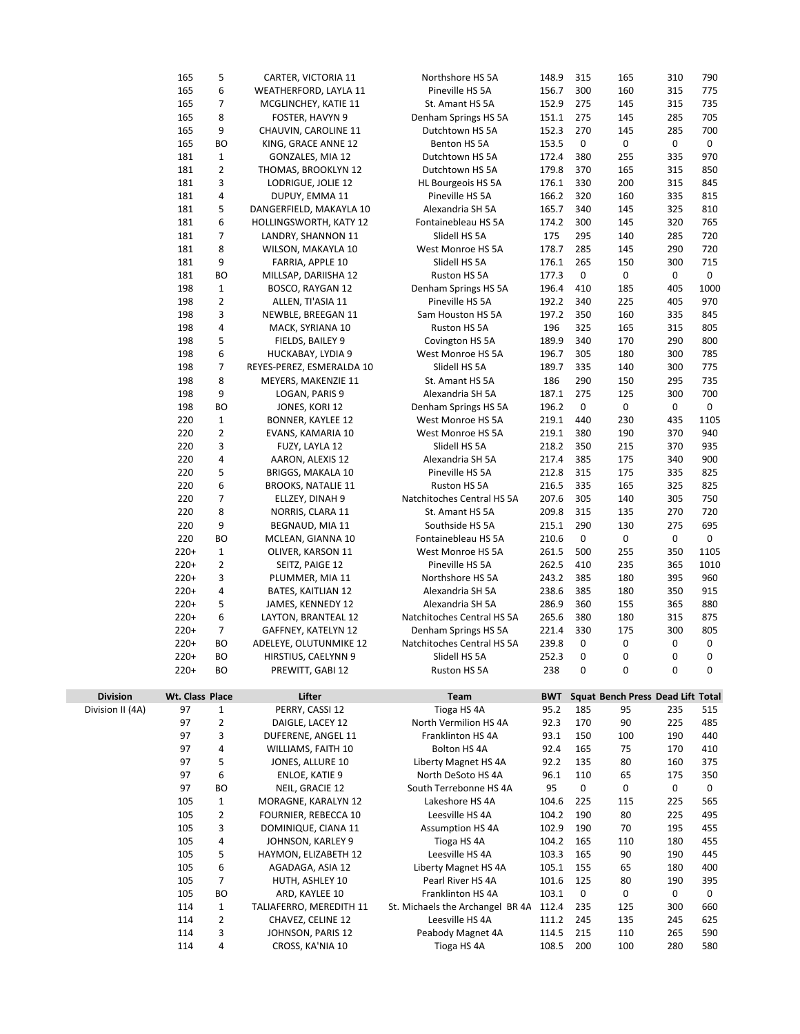| Division | Wt. Class | Place | Lifter | Team | BWT | Squat | Bench Press | Dead Lift | Total |
|---|---|---|---|---|---|---|---|---|---|
| | 165 | 5 | CARTER, VICTORIA 11 | Northshore HS 5A | 148.9 | 315 | 165 | 310 | 790 |
| | 165 | 6 | WEATHERFORD, LAYLA 11 | Pineville HS 5A | 156.7 | 300 | 160 | 315 | 775 |
| | 165 | 7 | MCGLINCHEY, KATIE 11 | St. Amant HS 5A | 152.9 | 275 | 145 | 315 | 735 |
| | 165 | 8 | FOSTER, HAVYN 9 | Denham Springs HS 5A | 151.1 | 275 | 145 | 285 | 705 |
| | 165 | 9 | CHAUVIN, CAROLINE 11 | Dutchtown HS 5A | 152.3 | 270 | 145 | 285 | 700 |
| | 165 | BO | KING, GRACE ANNE 12 | Benton HS 5A | 153.5 | 0 | 0 | 0 | 0 |
| | 181 | 1 | GONZALES, MIA 12 | Dutchtown HS 5A | 172.4 | 380 | 255 | 335 | 970 |
| | 181 | 2 | THOMAS, BROOKLYN 12 | Dutchtown HS 5A | 179.8 | 370 | 165 | 315 | 850 |
| | 181 | 3 | LODRIGUE, JOLIE 12 | HL Bourgeois HS 5A | 176.1 | 330 | 200 | 315 | 845 |
| | 181 | 4 | DUPUY, EMMA 11 | Pineville HS 5A | 166.2 | 320 | 160 | 335 | 815 |
| | 181 | 5 | DANGERFIELD, MAKAYLA 10 | Alexandria SH 5A | 165.7 | 340 | 145 | 325 | 810 |
| | 181 | 6 | HOLLINGSWORTH, KATY 12 | Fontainebleau HS 5A | 174.2 | 300 | 145 | 320 | 765 |
| | 181 | 7 | LANDRY, SHANNON 11 | Slidell HS 5A | 175 | 295 | 140 | 285 | 720 |
| | 181 | 8 | WILSON, MAKAYLA 10 | West Monroe HS 5A | 178.7 | 285 | 145 | 290 | 720 |
| | 181 | 9 | FARRIA, APPLE 10 | Slidell HS 5A | 176.1 | 265 | 150 | 300 | 715 |
| | 181 | BO | MILLSAP, DARIISHA 12 | Ruston HS 5A | 177.3 | 0 | 0 | 0 | 0 |
| | 198 | 1 | BOSCO, RAYGAN 12 | Denham Springs HS 5A | 196.4 | 410 | 185 | 405 | 1000 |
| | 198 | 2 | ALLEN, TI'ASIA 11 | Pineville HS 5A | 192.2 | 340 | 225 | 405 | 970 |
| | 198 | 3 | NEWBLE, BREEGAN 11 | Sam Houston HS 5A | 197.2 | 350 | 160 | 335 | 845 |
| | 198 | 4 | MACK, SYRIANA 10 | Ruston HS 5A | 196 | 325 | 165 | 315 | 805 |
| | 198 | 5 | FIELDS, BAILEY 9 | Covington HS 5A | 189.9 | 340 | 170 | 290 | 800 |
| | 198 | 6 | HUCKABAY, LYDIA 9 | West Monroe HS 5A | 196.7 | 305 | 180 | 300 | 785 |
| | 198 | 7 | REYES-PEREZ, ESMERALDA 10 | Slidell HS 5A | 189.7 | 335 | 140 | 300 | 775 |
| | 198 | 8 | MEYERS, MAKENZIE 11 | St. Amant HS 5A | 186 | 290 | 150 | 295 | 735 |
| | 198 | 9 | LOGAN, PARIS 9 | Alexandria SH 5A | 187.1 | 275 | 125 | 300 | 700 |
| | 198 | BO | JONES, KORI 12 | Denham Springs HS 5A | 196.2 | 0 | 0 | 0 | 0 |
| | 220 | 1 | BONNER, KAYLEE 12 | West Monroe HS 5A | 219.1 | 440 | 230 | 435 | 1105 |
| | 220 | 2 | EVANS, KAMARIA 10 | West Monroe HS 5A | 219.1 | 380 | 190 | 370 | 940 |
| | 220 | 3 | FUZY, LAYLA 12 | Slidell HS 5A | 218.2 | 350 | 215 | 370 | 935 |
| | 220 | 4 | AARON, ALEXIS 12 | Alexandria SH 5A | 217.4 | 385 | 175 | 340 | 900 |
| | 220 | 5 | BRIGGS, MAKALA 10 | Pineville HS 5A | 212.8 | 315 | 175 | 335 | 825 |
| | 220 | 6 | BROOKS, NATALIE 11 | Ruston HS 5A | 216.5 | 335 | 165 | 325 | 825 |
| | 220 | 7 | ELLZEY, DINAH 9 | Natchitoches Central HS 5A | 207.6 | 305 | 140 | 305 | 750 |
| | 220 | 8 | NORRIS, CLARA 11 | St. Amant HS 5A | 209.8 | 315 | 135 | 270 | 720 |
| | 220 | 9 | BEGNAUD, MIA 11 | Southside HS 5A | 215.1 | 290 | 130 | 275 | 695 |
| | 220 | BO | MCLEAN, GIANNA 10 | Fontainebleau HS 5A | 210.6 | 0 | 0 | 0 | 0 |
| | 220+ | 1 | OLIVER, KARSON 11 | West Monroe HS 5A | 261.5 | 500 | 255 | 350 | 1105 |
| | 220+ | 2 | SEITZ, PAIGE 12 | Pineville HS 5A | 262.5 | 410 | 235 | 365 | 1010 |
| | 220+ | 3 | PLUMMER, MIA 11 | Northshore HS 5A | 243.2 | 385 | 180 | 395 | 960 |
| | 220+ | 4 | BATES, KAITLIAN 12 | Alexandria SH 5A | 238.6 | 385 | 180 | 350 | 915 |
| | 220+ | 5 | JAMES, KENNEDY 12 | Alexandria SH 5A | 286.9 | 360 | 155 | 365 | 880 |
| | 220+ | 6 | LAYTON, BRANTEAL 12 | Natchitoches Central HS 5A | 265.6 | 380 | 180 | 315 | 875 |
| | 220+ | 7 | GAFFNEY, KATELYN 12 | Denham Springs HS 5A | 221.4 | 330 | 175 | 300 | 805 |
| | 220+ | BO | ADELEYE, OLUTUNMIKE 12 | Natchitoches Central HS 5A | 239.8 | 0 | 0 | 0 | 0 |
| | 220+ | BO | HIRSTIUS, CAELYNN 9 | Slidell HS 5A | 252.3 | 0 | 0 | 0 | 0 |
| | 220+ | BO | PREWITT, GABI 12 | Ruston HS 5A | 238 | 0 | 0 | 0 | 0 |

| Division | Wt. Class | Place | Lifter | Team | BWT | Squat | Bench Press | Dead Lift | Total |
|---|---|---|---|---|---|---|---|---|---|
| Division II (4A) | 97 | 1 | PERRY, CASSI 12 | Tioga HS 4A | 95.2 | 185 | 95 | 235 | 515 |
| | 97 | 2 | DAIGLE, LACEY 12 | North Vermilion HS 4A | 92.3 | 170 | 90 | 225 | 485 |
| | 97 | 3 | DUFERENE, ANGEL 11 | Franklinton HS 4A | 93.1 | 150 | 100 | 190 | 440 |
| | 97 | 4 | WILLIAMS, FAITH 10 | Bolton HS 4A | 92.4 | 165 | 75 | 170 | 410 |
| | 97 | 5 | JONES, ALLURE 10 | Liberty Magnet HS 4A | 92.2 | 135 | 80 | 160 | 375 |
| | 97 | 6 | ENLOE, KATIE 9 | North DeSoto HS 4A | 96.1 | 110 | 65 | 175 | 350 |
| | 97 | BO | NEIL, GRACIE 12 | South Terrebonne HS 4A | 95 | 0 | 0 | 0 | 0 |
| | 105 | 1 | MORAGNE, KARALYN 12 | Lakeshore HS 4A | 104.6 | 225 | 115 | 225 | 565 |
| | 105 | 2 | FOURNIER, REBECCA 10 | Leesville HS 4A | 104.2 | 190 | 80 | 225 | 495 |
| | 105 | 3 | DOMINIQUE, CIANA 11 | Assumption HS 4A | 102.9 | 190 | 70 | 195 | 455 |
| | 105 | 4 | JOHNSON, KARLEY 9 | Tioga HS 4A | 104.2 | 165 | 110 | 180 | 455 |
| | 105 | 5 | HAYMON, ELIZABETH 12 | Leesville HS 4A | 103.3 | 165 | 90 | 190 | 445 |
| | 105 | 6 | AGADAGA, ASIA 12 | Liberty Magnet HS 4A | 105.1 | 155 | 65 | 180 | 400 |
| | 105 | 7 | HUTH, ASHLEY 10 | Pearl River HS 4A | 101.6 | 125 | 80 | 190 | 395 |
| | 105 | BO | ARD, KAYLEE 10 | Franklinton HS 4A | 103.1 | 0 | 0 | 0 | 0 |
| | 114 | 1 | TALIAFERRO, MEREDITH 11 | St. Michaels the Archangel BR 4A | 112.4 | 235 | 125 | 300 | 660 |
| | 114 | 2 | CHAVEZ, CELINE 12 | Leesville HS 4A | 111.2 | 245 | 135 | 245 | 625 |
| | 114 | 3 | JOHNSON, PARIS 12 | Peabody Magnet 4A | 114.5 | 215 | 110 | 265 | 590 |
| | 114 | 4 | CROSS, KA'NIA 10 | Tioga HS 4A | 108.5 | 200 | 100 | 280 | 580 |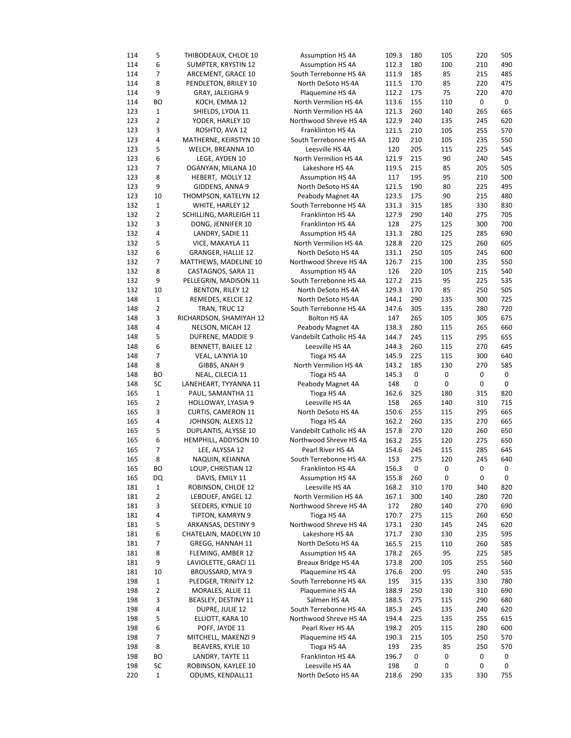| | | | | | | | | |
|---|---|---|---|---|---|---|---|---|
| 114 | 5 | THIBODEAUX, CHLOE 10 | Assumption HS 4A | 109.3 | 180 | 105 | 220 | 505 |
| 114 | 6 | SUMPTER, KRYSTIN 12 | Assumption HS 4A | 112.3 | 180 | 100 | 210 | 490 |
| 114 | 7 | ARCEMENT, GRACE 10 | South Terrebonne HS 4A | 111.9 | 185 | 85 | 215 | 485 |
| 114 | 8 | PENDLETON, BRILEY 10 | North DeSoto HS 4A | 111.5 | 170 | 85 | 220 | 475 |
| 114 | 9 | GRAY, JALEIGHA 9 | Plaquemine HS 4A | 112.2 | 175 | 75 | 220 | 470 |
| 114 | BO | KOCH, EMMA 12 | North Vermilion HS 4A | 113.6 | 155 | 110 | 0 | 0 |
| 123 | 1 | SHIELDS, LYDIA 11 | North Vermilion HS 4A | 121.3 | 260 | 140 | 265 | 665 |
| 123 | 2 | YODER, HARLEY 10 | Northwood Shreve HS 4A | 122.9 | 240 | 135 | 245 | 620 |
| 123 | 3 | ROSHTO, AVA 12 | Franklinton HS 4A | 121.5 | 210 | 105 | 255 | 570 |
| 123 | 4 | MATHERNE, KEIRSTYN 10 | South Terrebonne HS 4A | 120 | 210 | 105 | 235 | 550 |
| 123 | 5 | WELCH, BREANNA 10 | Leesville HS 4A | 120 | 205 | 115 | 225 | 545 |
| 123 | 6 | LEGE, AYDEN 10 | North Vermilion HS 4A | 121.9 | 215 | 90 | 240 | 545 |
| 123 | 7 | OGANYAN, MILANA 10 | Lakeshore HS 4A | 119.5 | 215 | 85 | 205 | 505 |
| 123 | 8 | HEBERT, MOLLY 12 | Assumption HS 4A | 117 | 195 | 95 | 210 | 500 |
| 123 | 9 | GIDDENS, ANNA 9 | North DeSoto HS 4A | 121.5 | 190 | 80 | 225 | 495 |
| 123 | 10 | THOMPSON, KATELYN 12 | Peabody Magnet 4A | 123.5 | 175 | 90 | 215 | 480 |
| 132 | 1 | WHITE, HARLEY 12 | South Terrebonne HS 4A | 131.3 | 315 | 185 | 330 | 830 |
| 132 | 2 | SCHILLING, MARLEIGH 11 | Franklinton HS 4A | 127.9 | 290 | 140 | 275 | 705 |
| 132 | 3 | DONG, JENNIFER 10 | Franklinton HS 4A | 128 | 275 | 125 | 300 | 700 |
| 132 | 4 | LANDRY, SADIE 11 | Assumption HS 4A | 131.3 | 280 | 125 | 285 | 690 |
| 132 | 5 | VICE, MAKAYLA 11 | North Vermilion HS 4A | 128.8 | 220 | 125 | 260 | 605 |
| 132 | 6 | GRANGER, HALLIE 12 | North DeSoto HS 4A | 131.1 | 250 | 105 | 245 | 600 |
| 132 | 7 | MATTHEWS, MADELINE 10 | Northwood Shreve HS 4A | 126.7 | 215 | 100 | 235 | 550 |
| 132 | 8 | CASTAGNOS, SARA 11 | Assumption HS 4A | 126 | 220 | 105 | 215 | 540 |
| 132 | 9 | PELLEGRIN, MADISON 11 | South Terrebonne HS 4A | 127.2 | 215 | 95 | 225 | 535 |
| 132 | 10 | BENTON, RILEY 12 | North DeSoto HS 4A | 129.3 | 170 | 85 | 250 | 505 |
| 148 | 1 | REMEDES, KELCIE 12 | North DeSoto HS 4A | 144.1 | 290 | 135 | 300 | 725 |
| 148 | 2 | TRAN, TRUC 12 | South Terrebonne HS 4A | 147.6 | 305 | 135 | 280 | 720 |
| 148 | 3 | RICHARDSON, SHAMIYAH 12 | Bolton HS 4A | 147 | 265 | 105 | 305 | 675 |
| 148 | 4 | NELSON, MICAH 12 | Peabody Magnet 4A | 138.3 | 280 | 115 | 265 | 660 |
| 148 | 5 | DUFRENE, MADDIE 9 | Vandebilt Catholic HS 4A | 144.7 | 245 | 115 | 295 | 655 |
| 148 | 6 | BENNETT, BAILEE 12 | Leesville HS 4A | 144.3 | 260 | 115 | 270 | 645 |
| 148 | 7 | VEAL, LA'NYIA 10 | Tioga HS 4A | 145.9 | 225 | 115 | 300 | 640 |
| 148 | 8 | GIBBS, ANAH 9 | North Vermilion HS 4A | 143.2 | 185 | 130 | 270 | 585 |
| 148 | BO | NEAL, CILECIA 11 | Tioga HS 4A | 145.3 | 0 | 0 | 0 | 0 |
| 148 | SC | LANEHEART, TYYANNA 11 | Peabody Magnet 4A | 148 | 0 | 0 | 0 | 0 |
| 165 | 1 | PAUL, SAMANTHA 11 | Tioga HS 4A | 162.6 | 325 | 180 | 315 | 820 |
| 165 | 2 | HOLLOWAY, LYASIA 9 | Leesville HS 4A | 158 | 265 | 140 | 310 | 715 |
| 165 | 3 | CURTIS, CAMERON 11 | North DeSoto HS 4A | 150.6 | 255 | 115 | 295 | 665 |
| 165 | 4 | JOHNSON, ALEXIS 12 | Tioga HS 4A | 162.2 | 260 | 135 | 270 | 665 |
| 165 | 5 | DUPLANTIS, ALYSSE 10 | Vandebilt Catholic HS 4A | 157.8 | 270 | 120 | 260 | 650 |
| 165 | 6 | HEMPHILL, ADDYSON 10 | Northwood Shreve HS 4A | 163.2 | 255 | 120 | 275 | 650 |
| 165 | 7 | LEE, ALYSSA 12 | Pearl River HS 4A | 154.6 | 245 | 115 | 285 | 645 |
| 165 | 8 | NAQUIN, KEIANNA | South Terrebonne HS 4A | 153 | 275 | 120 | 245 | 640 |
| 165 | BO | LOUP, CHRISTIAN 12 | Franklinton HS 4A | 156.3 | 0 | 0 | 0 | 0 |
| 165 | DQ | DAVIS, EMILY 11 | Assumption HS 4A | 155.8 | 260 | 0 | 0 | 0 |
| 181 | 1 | ROBINSON, CHLOE 12 | Leesville HS 4A | 168.2 | 310 | 170 | 340 | 820 |
| 181 | 2 | LEBOUEF, ANGEL 12 | North Vermilion HS 4A | 167.1 | 300 | 140 | 280 | 720 |
| 181 | 3 | SEEDERS, KYNLIE 10 | Northwood Shreve HS 4A | 172 | 280 | 140 | 270 | 690 |
| 181 | 4 | TIPTON, KAMRYN 9 | Tioga HS 4A | 170.7 | 275 | 115 | 260 | 650 |
| 181 | 5 | ARKANSAS, DESTINY 9 | Northwood Shreve HS 4A | 173.1 | 230 | 145 | 245 | 620 |
| 181 | 6 | CHATELAIN, MADELYN 10 | Lakeshore HS 4A | 171.7 | 230 | 130 | 235 | 595 |
| 181 | 7 | GREGG, HANNAH 11 | North DeSoto HS 4A | 165.5 | 215 | 110 | 260 | 585 |
| 181 | 8 | FLEMING, AMBER 12 | Assumption HS 4A | 178.2 | 265 | 95 | 225 | 585 |
| 181 | 9 | LAVIOLETTE, GRACI 11 | Breaux Bridge HS 4A | 173.8 | 200 | 105 | 255 | 560 |
| 181 | 10 | BROUSSARD, MYA 9 | Plaquemine HS 4A | 176.6 | 200 | 95 | 240 | 535 |
| 198 | 1 | PLEDGER, TRINITY 12 | South Terrebonne HS 4A | 195 | 315 | 135 | 330 | 780 |
| 198 | 2 | MORALES, ALLIE 11 | Plaquemine HS 4A | 188.9 | 250 | 130 | 310 | 690 |
| 198 | 3 | BEASLEY, DESTINY 11 | Salmen HS 4A | 188.5 | 275 | 115 | 290 | 680 |
| 198 | 4 | DUPRE, JULIE 12 | South Terrebonne HS 4A | 185.3 | 245 | 135 | 240 | 620 |
| 198 | 5 | ELLIOTT, KARA 10 | Northwood Shreve HS 4A | 194.4 | 225 | 135 | 255 | 615 |
| 198 | 6 | POFF, JAYDE 11 | Pearl River HS 4A | 198.2 | 205 | 115 | 280 | 600 |
| 198 | 7 | MITCHELL, MAKENZI 9 | Plaquemine HS 4A | 190.3 | 215 | 105 | 250 | 570 |
| 198 | 8 | BEAVERS, KYLIE 10 | Tioga HS 4A | 193 | 235 | 85 | 250 | 570 |
| 198 | BO | LANDRY, TAYTE 11 | Franklinton HS 4A | 196.7 | 0 | 0 | 0 | 0 |
| 198 | SC | ROBINSON, KAYLEE 10 | Leesville HS 4A | 198 | 0 | 0 | 0 | 0 |
| 220 | 1 | ODUMS, KENDALL11 | North DeSoto HS 4A | 218.6 | 290 | 135 | 330 | 755 |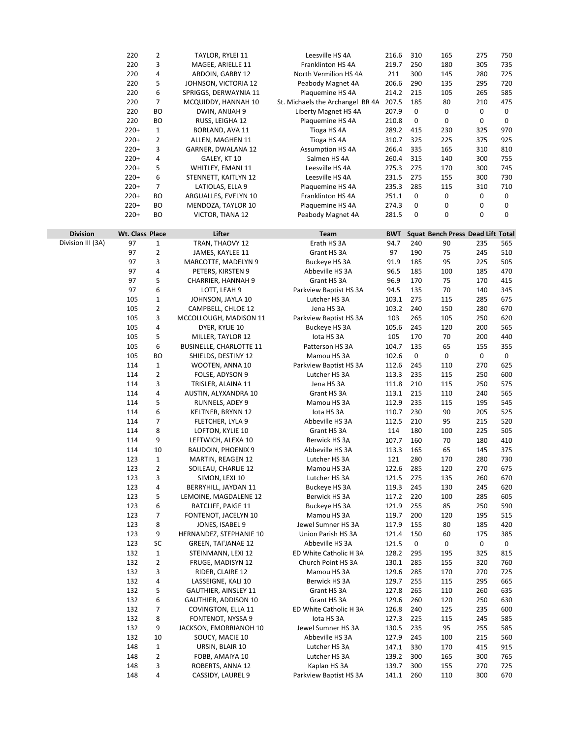| Division | Wt. Class | Place | Lifter | Team | BWT | Squat | Bench Press | Dead Lift | Total |
|---|---|---|---|---|---|---|---|---|---|
| | 220 | 2 | TAYLOR, RYLEI 11 | Leesville HS 4A | 216.6 | 310 | 165 | 275 | 750 |
| | 220 | 3 | MAGEE, ARIELLE 11 | Franklinton HS 4A | 219.7 | 250 | 180 | 305 | 735 |
| | 220 | 4 | ARDOIN, GABBY 12 | North Vermilion HS 4A | 211 | 300 | 145 | 280 | 725 |
| | 220 | 5 | JOHNSON, VICTORIA 12 | Peabody Magnet 4A | 206.6 | 290 | 135 | 295 | 720 |
| | 220 | 6 | SPRIGGS, DERWAYNIA 11 | Plaquemine HS 4A | 214.2 | 215 | 105 | 265 | 585 |
| | 220 | 7 | MCQUIDDY, HANNAH 10 | St. Michaels the Archangel BR 4A | 207.5 | 185 | 80 | 210 | 475 |
| | 220 | BO | DWIN, ANIJAH 9 | Liberty Magnet HS 4A | 207.9 | 0 | 0 | 0 | 0 |
| | 220 | BO | RUSS, LEIGHA 12 | Plaquemine HS 4A | 210.8 | 0 | 0 | 0 | 0 |
| | 220+ | 1 | BORLAND, AVA 11 | Tioga HS 4A | 289.2 | 415 | 230 | 325 | 970 |
| | 220+ | 2 | ALLEN, MAGHEN 11 | Tioga HS 4A | 310.7 | 325 | 225 | 375 | 925 |
| | 220+ | 3 | GARNER, DWALANA 12 | Assumption HS 4A | 266.4 | 335 | 165 | 310 | 810 |
| | 220+ | 4 | GALEY, KT 10 | Salmen HS 4A | 260.4 | 315 | 140 | 300 | 755 |
| | 220+ | 5 | WHITLEY, EMANI 11 | Leesville HS 4A | 275.3 | 275 | 170 | 300 | 745 |
| | 220+ | 6 | STENNETT, KAITLYN 12 | Leesville HS 4A | 231.5 | 275 | 155 | 300 | 730 |
| | 220+ | 7 | LATIOLAS, ELLA 9 | Plaquemine HS 4A | 235.3 | 285 | 115 | 310 | 710 |
| | 220+ | BO | ARGUALLES, EVELYN 10 | Franklinton HS 4A | 251.1 | 0 | 0 | 0 | 0 |
| | 220+ | BO | MENDOZA, TAYLOR 10 | Plaquemine HS 4A | 274.3 | 0 | 0 | 0 | 0 |
| | 220+ | BO | VICTOR, TIANA 12 | Peabody Magnet 4A | 281.5 | 0 | 0 | 0 | 0 |

| Division | Wt. Class | Place | Lifter | Team | BWT | Squat | Bench Press | Dead Lift | Total |
|---|---|---|---|---|---|---|---|---|---|
| Division III (3A) | 97 | 1 | TRAN, THAOVY 12 | Erath HS 3A | 94.7 | 240 | 90 | 235 | 565 |
| | 97 | 2 | JAMES, KAYLEE 11 | Grant HS 3A | 97 | 190 | 75 | 245 | 510 |
| | 97 | 3 | MARCOTTE, MADELYN 9 | Buckeye HS 3A | 91.9 | 185 | 95 | 225 | 505 |
| | 97 | 4 | PETERS, KIRSTEN 9 | Abbeville HS 3A | 96.5 | 185 | 100 | 185 | 470 |
| | 97 | 5 | CHARRIER, HANNAH 9 | Grant HS 3A | 96.9 | 170 | 75 | 170 | 415 |
| | 97 | 6 | LOTT, LEAH 9 | Parkview Baptist HS 3A | 94.5 | 135 | 70 | 140 | 345 |
| | 105 | 1 | JOHNSON, JAYLA 10 | Lutcher HS 3A | 103.1 | 275 | 115 | 285 | 675 |
| | 105 | 2 | CAMPBELL, CHLOE 12 | Jena HS 3A | 103.2 | 240 | 150 | 280 | 670 |
| | 105 | 3 | MCCOLLOUGH, MADISON 11 | Parkview Baptist HS 3A | 103 | 265 | 105 | 250 | 620 |
| | 105 | 4 | DYER, KYLIE 10 | Buckeye HS 3A | 105.6 | 245 | 120 | 200 | 565 |
| | 105 | 5 | MILLER, TAYLOR 12 | Iota HS 3A | 105 | 170 | 70 | 200 | 440 |
| | 105 | 6 | BUSINELLE, CHARLOTTE 11 | Patterson HS 3A | 104.7 | 135 | 65 | 155 | 355 |
| | 105 | BO | SHIELDS, DESTINY 12 | Mamou HS 3A | 102.6 | 0 | 0 | 0 | 0 |
| | 114 | 1 | WOOTEN, ANNA 10 | Parkview Baptist HS 3A | 112.6 | 245 | 110 | 270 | 625 |
| | 114 | 2 | FOLSE, ADYSON 9 | Lutcher HS 3A | 113.3 | 235 | 115 | 250 | 600 |
| | 114 | 3 | TRISLER, ALAINA 11 | Jena HS 3A | 111.8 | 210 | 115 | 250 | 575 |
| | 114 | 4 | AUSTIN, ALYXANDRA 10 | Grant HS 3A | 113.1 | 215 | 110 | 240 | 565 |
| | 114 | 5 | RUNNELS, ADEY 9 | Mamou HS 3A | 112.9 | 235 | 115 | 195 | 545 |
| | 114 | 6 | KELTNER, BRYNN 12 | Iota HS 3A | 110.7 | 230 | 90 | 205 | 525 |
| | 114 | 7 | FLETCHER, LYLA 9 | Abbeville HS 3A | 112.5 | 210 | 95 | 215 | 520 |
| | 114 | 8 | LOFTON, KYLIE 10 | Grant HS 3A | 114 | 180 | 100 | 225 | 505 |
| | 114 | 9 | LEFTWICH, ALEXA 10 | Berwick HS 3A | 107.7 | 160 | 70 | 180 | 410 |
| | 114 | 10 | BAUDOIN, PHOENIX 9 | Abbeville HS 3A | 113.3 | 165 | 65 | 145 | 375 |
| | 123 | 1 | MARTIN, REAGEN 12 | Lutcher HS 3A | 121 | 280 | 170 | 280 | 730 |
| | 123 | 2 | SOILEAU, CHARLIE 12 | Mamou HS 3A | 122.6 | 285 | 120 | 270 | 675 |
| | 123 | 3 | SIMON, LEXI 10 | Lutcher HS 3A | 121.5 | 275 | 135 | 260 | 670 |
| | 123 | 4 | BERRYHILL, JAYDAN 11 | Buckeye HS 3A | 119.3 | 245 | 130 | 245 | 620 |
| | 123 | 5 | LEMOINE, MAGDALENE 12 | Berwick HS 3A | 117.2 | 220 | 100 | 285 | 605 |
| | 123 | 6 | RATCLIFF, PAIGE 11 | Buckeye HS 3A | 121.9 | 255 | 85 | 250 | 590 |
| | 123 | 7 | FONTENOT, JACELYN 10 | Mamou HS 3A | 119.7 | 200 | 120 | 195 | 515 |
| | 123 | 8 | JONES, ISABEL 9 | Jewel Sumner HS 3A | 117.9 | 155 | 80 | 185 | 420 |
| | 123 | 9 | HERNANDEZ, STEPHANIE 10 | Union Parish HS 3A | 121.4 | 150 | 60 | 175 | 385 |
| | 123 | SC | GREEN, TAI'JANAE 12 | Abbeville HS 3A | 121.5 | 0 | 0 | 0 | 0 |
| | 132 | 1 | STEINMANN, LEXI 12 | ED White Catholic H 3A | 128.2 | 295 | 195 | 325 | 815 |
| | 132 | 2 | FRUGE, MADISYN 12 | Church Point HS 3A | 130.1 | 285 | 155 | 320 | 760 |
| | 132 | 3 | RIDER, CLAIRE 12 | Mamou HS 3A | 129.6 | 285 | 170 | 270 | 725 |
| | 132 | 4 | LASSEIGNE, KALI 10 | Berwick HS 3A | 129.7 | 255 | 115 | 295 | 665 |
| | 132 | 5 | GAUTHIER, AINSLEY 11 | Grant HS 3A | 127.8 | 265 | 110 | 260 | 635 |
| | 132 | 6 | GAUTHIER, ADDISON 10 | Grant HS 3A | 129.6 | 260 | 120 | 250 | 630 |
| | 132 | 7 | COVINGTON, ELLA 11 | ED White Catholic H 3A | 126.8 | 240 | 125 | 235 | 600 |
| | 132 | 8 | FONTENOT, NYSSA 9 | Iota HS 3A | 127.3 | 225 | 115 | 245 | 585 |
| | 132 | 9 | JACKSON, EMORRIANOH 10 | Jewel Sumner HS 3A | 130.5 | 235 | 95 | 255 | 585 |
| | 132 | 10 | SOUCY, MACIE 10 | Abbeville HS 3A | 127.9 | 245 | 100 | 215 | 560 |
| | 148 | 1 | URSIN, BLAIR 10 | Lutcher HS 3A | 147.1 | 330 | 170 | 415 | 915 |
| | 148 | 2 | FOBB, AMAIYA 10 | Lutcher HS 3A | 139.2 | 300 | 165 | 300 | 765 |
| | 148 | 3 | ROBERTS, ANNA 12 | Kaplan HS 3A | 139.7 | 300 | 155 | 270 | 725 |
| | 148 | 4 | CASSIDY, LAUREL 9 | Parkview Baptist HS 3A | 141.1 | 260 | 110 | 300 | 670 |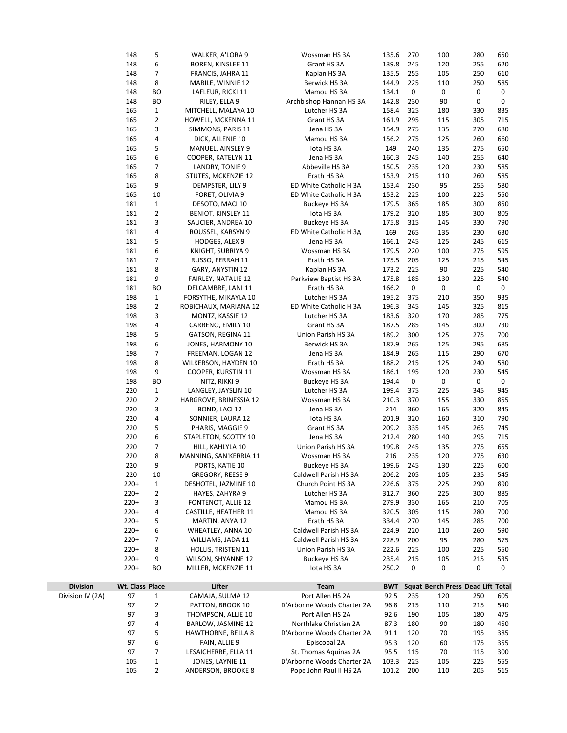| Division | Wt. Class | Place | Lifter | Team | BWT | Squat | Bench Press | Dead Lift | Total |
|---|---|---|---|---|---|---|---|---|---|
| | 148 | 5 | WALKER, A'LORA 9 | Wossman HS 3A | 135.6 | 270 | 100 | 280 | 650 |
| | 148 | 6 | BOREN, KINSLEE 11 | Grant HS 3A | 139.8 | 245 | 120 | 255 | 620 |
| | 148 | 7 | FRANCIS, JAHRA 11 | Kaplan HS 3A | 135.5 | 255 | 105 | 250 | 610 |
| | 148 | 8 | MABILE, WINNIE 12 | Berwick HS 3A | 144.9 | 225 | 110 | 250 | 585 |
| | 148 | BO | LAFLEUR, RICKI 11 | Mamou HS 3A | 134.1 | 0 | 0 | 0 | 0 |
| | 148 | BO | RILEY, ELLA 9 | Archbishop Hannan HS 3A | 142.8 | 230 | 90 | 0 | 0 |
| | 165 | 1 | MITCHELL, MALAYA 10 | Lutcher HS 3A | 158.4 | 325 | 180 | 330 | 835 |
| | 165 | 2 | HOWELL, MCKENNA 11 | Grant HS 3A | 161.9 | 295 | 115 | 305 | 715 |
| | 165 | 3 | SIMMONS, PARIS 11 | Jena HS 3A | 154.9 | 275 | 135 | 270 | 680 |
| | 165 | 4 | DICK, ALLENIE 10 | Mamou HS 3A | 156.2 | 275 | 125 | 260 | 660 |
| | 165 | 5 | MANUEL, AINSLEY 9 | Iota HS 3A | 149 | 240 | 135 | 275 | 650 |
| | 165 | 6 | COOPER, KATELYN 11 | Jena HS 3A | 160.3 | 245 | 140 | 255 | 640 |
| | 165 | 7 | LANDRY, TONIE 9 | Abbeville HS 3A | 150.5 | 235 | 120 | 230 | 585 |
| | 165 | 8 | STUTES, MCKENZIE 12 | Erath HS 3A | 153.9 | 215 | 110 | 260 | 585 |
| | 165 | 9 | DEMPSTER, LILY 9 | ED White Catholic H 3A | 153.4 | 230 | 95 | 255 | 580 |
| | 165 | 10 | FORET, OLIVIA 9 | ED White Catholic H 3A | 153.2 | 225 | 100 | 225 | 550 |
| | 181 | 1 | DESOTO, MACI 10 | Buckeye HS 3A | 179.5 | 365 | 185 | 300 | 850 |
| | 181 | 2 | BENIOT, KINSLEY 11 | Iota HS 3A | 179.2 | 320 | 185 | 300 | 805 |
| | 181 | 3 | SAUCIER, ANDREA 10 | Buckeye HS 3A | 175.8 | 315 | 145 | 330 | 790 |
| | 181 | 4 | ROUSSEL, KARSYN 9 | ED White Catholic H 3A | 169 | 265 | 135 | 230 | 630 |
| | 181 | 5 | HODGES, ALEX 9 | Jena HS 3A | 166.1 | 245 | 125 | 245 | 615 |
| | 181 | 6 | KNIGHT, SUBRIYA 9 | Wossman HS 3A | 179.5 | 220 | 100 | 275 | 595 |
| | 181 | 7 | RUSSO, FERRAH 11 | Erath HS 3A | 175.5 | 205 | 125 | 215 | 545 |
| | 181 | 8 | GARY, ANYSTIN 12 | Kaplan HS 3A | 173.2 | 225 | 90 | 225 | 540 |
| | 181 | 9 | FAIRLEY, NATALIE 12 | Parkview Baptist HS 3A | 175.8 | 185 | 130 | 225 | 540 |
| | 181 | BO | DELCAMBRE, LANI 11 | Erath HS 3A | 166.2 | 0 | 0 | 0 | 0 |
| | 198 | 1 | FORSYTHE, MIKAYLA 10 | Lutcher HS 3A | 195.2 | 375 | 210 | 350 | 935 |
| | 198 | 2 | ROBICHAUX, MARIANA 12 | ED White Catholic H 3A | 196.3 | 345 | 145 | 325 | 815 |
| | 198 | 3 | MONTZ, KASSIE 12 | Lutcher HS 3A | 183.6 | 320 | 170 | 285 | 775 |
| | 198 | 4 | CARRENO, EMILY 10 | Grant HS 3A | 187.5 | 285 | 145 | 300 | 730 |
| | 198 | 5 | GATSON, REGINA 11 | Union Parish HS 3A | 189.2 | 300 | 125 | 275 | 700 |
| | 198 | 6 | JONES, HARMONY 10 | Berwick HS 3A | 187.9 | 265 | 125 | 295 | 685 |
| | 198 | 7 | FREEMAN, LOGAN 12 | Jena HS 3A | 184.9 | 265 | 115 | 290 | 670 |
| | 198 | 8 | WILKERSON, HAYDEN 10 | Erath HS 3A | 188.2 | 215 | 125 | 240 | 580 |
| | 198 | 9 | COOPER, KURSTIN 11 | Wossman HS 3A | 186.1 | 195 | 120 | 230 | 545 |
| | 198 | BO | NITZ, RIKKI 9 | Buckeye HS 3A | 194.4 | 0 | 0 | 0 | 0 |
| | 220 | 1 | LANGLEY, JAYSLIN 10 | Lutcher HS 3A | 199.4 | 375 | 225 | 345 | 945 |
| | 220 | 2 | HARGROVE, BRINESSIA 12 | Wossman HS 3A | 210.3 | 370 | 155 | 330 | 855 |
| | 220 | 3 | BOND, LACI 12 | Jena HS 3A | 214 | 360 | 165 | 320 | 845 |
| | 220 | 4 | SONNIER, LAURA 12 | Iota HS 3A | 201.9 | 320 | 160 | 310 | 790 |
| | 220 | 5 | PHARIS, MAGGIE 9 | Grant HS 3A | 209.2 | 335 | 145 | 265 | 745 |
| | 220 | 6 | STAPLETON, SCOTTY 10 | Jena HS 3A | 212.4 | 280 | 140 | 295 | 715 |
| | 220 | 7 | HILL, KAHLYLA 10 | Union Parish HS 3A | 199.8 | 245 | 135 | 275 | 655 |
| | 220 | 8 | MANNING, SAN'KERRIA 11 | Wossman HS 3A | 216 | 235 | 120 | 275 | 630 |
| | 220 | 9 | PORTS, KATIE 10 | Buckeye HS 3A | 199.6 | 245 | 130 | 225 | 600 |
| | 220 | 10 | GREGORY, REESE 9 | Caldwell Parish HS 3A | 206.2 | 205 | 105 | 235 | 545 |
| | 220+ | 1 | DESHOTEL, JAZMINE 10 | Church Point HS 3A | 226.6 | 375 | 225 | 290 | 890 |
| | 220+ | 2 | HAYES, ZAHYRA 9 | Lutcher HS 3A | 312.7 | 360 | 225 | 300 | 885 |
| | 220+ | 3 | FONTENOT, ALLIE 12 | Mamou HS 3A | 279.9 | 330 | 165 | 210 | 705 |
| | 220+ | 4 | CASTILLE, HEATHER 11 | Mamou HS 3A | 320.5 | 305 | 115 | 280 | 700 |
| | 220+ | 5 | MARTIN, ANYA 12 | Erath HS 3A | 334.4 | 270 | 145 | 285 | 700 |
| | 220+ | 6 | WHEATLEY, ANNA 10 | Caldwell Parish HS 3A | 224.9 | 220 | 110 | 260 | 590 |
| | 220+ | 7 | WILLIAMS, JADA 11 | Caldwell Parish HS 3A | 228.9 | 200 | 95 | 280 | 575 |
| | 220+ | 8 | HOLLIS, TRISTEN 11 | Union Parish HS 3A | 222.6 | 225 | 100 | 225 | 550 |
| | 220+ | 9 | WILSON, SHYANNE 12 | Buckeye HS 3A | 235.4 | 215 | 105 | 215 | 535 |
| | 220+ | BO | MILLER, MCKENZIE 11 | Iota HS 3A | 250.2 | 0 | 0 | 0 | 0 |

| Division | Wt. Class | Place | Lifter | Team | BWT | Squat | Bench Press | Dead Lift | Total |
|---|---|---|---|---|---|---|---|---|---|
| Division IV (2A) | 97 | 1 | CAMAJA, SULMA 12 | Port Allen HS 2A | 92.5 | 235 | 120 | 250 | 605 |
| | 97 | 2 | PATTON, BROOK 10 | D'Arbonne Woods Charter 2A | 96.8 | 215 | 110 | 215 | 540 |
| | 97 | 3 | THOMPSON, ALLIE 10 | Port Allen HS 2A | 92.6 | 190 | 105 | 180 | 475 |
| | 97 | 4 | BARLOW, JASMINE 12 | Northlake Christian 2A | 87.3 | 180 | 90 | 180 | 450 |
| | 97 | 5 | HAWTHORNE, BELLA 8 | D'Arbonne Woods Charter 2A | 91.1 | 120 | 70 | 195 | 385 |
| | 97 | 6 | FAIN, ALLIE 9 | Episcopal 2A | 95.3 | 120 | 60 | 175 | 355 |
| | 97 | 7 | LESAICHERRE, ELLA 11 | St. Thomas Aquinas 2A | 95.5 | 115 | 70 | 115 | 300 |
| | 105 | 1 | JONES, LAYNIE 11 | D'Arbonne Woods Charter 2A | 103.3 | 225 | 105 | 225 | 555 |
| | 105 | 2 | ANDERSON, BROOKE 8 | Pope John Paul II HS 2A | 101.2 | 200 | 110 | 205 | 515 |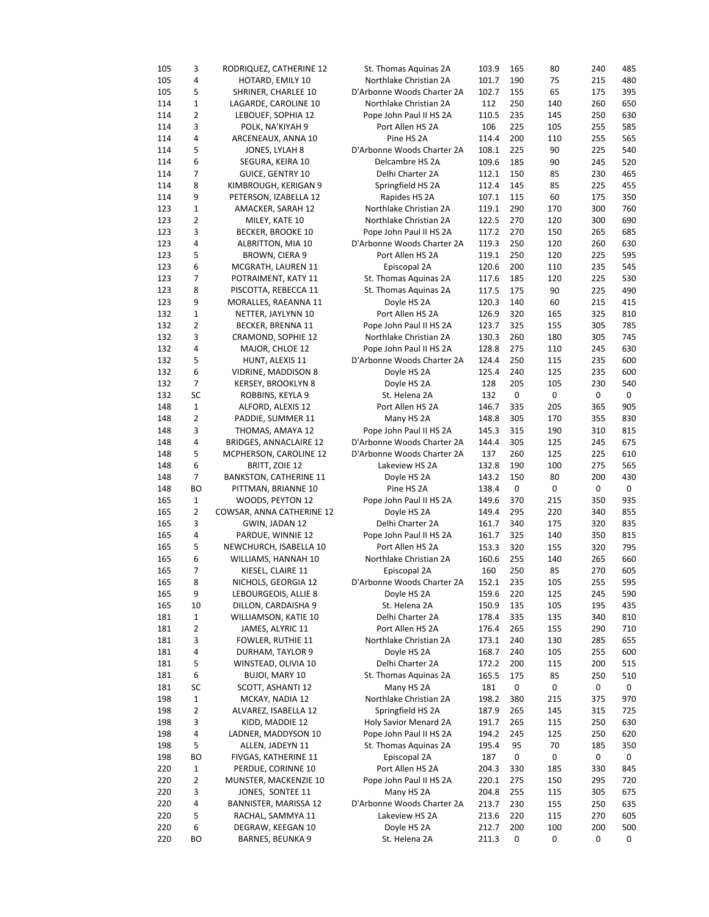| | | | | | | | | |
|---|---|---|---|---|---|---|---|---|
| 105 | 3 | RODRIQUEZ, CATHERINE 12 | St. Thomas Aquinas 2A | 103.9 | 165 | 80 | 240 | 485 |
| 105 | 4 | HOTARD, EMILY 10 | Northlake Christian 2A | 101.7 | 190 | 75 | 215 | 480 |
| 105 | 5 | SHRINER, CHARLEE 10 | D'Arbonne Woods Charter 2A | 102.7 | 155 | 65 | 175 | 395 |
| 114 | 1 | LAGARDE, CAROLINE 10 | Northlake Christian 2A | 112 | 250 | 140 | 260 | 650 |
| 114 | 2 | LEBOUEF, SOPHIA 12 | Pope John Paul II HS 2A | 110.5 | 235 | 145 | 250 | 630 |
| 114 | 3 | POLK, NA'KIYAH 9 | Port Allen HS 2A | 106 | 225 | 105 | 255 | 585 |
| 114 | 4 | ARCENEAUX, ANNA 10 | Pine HS 2A | 114.4 | 200 | 110 | 255 | 565 |
| 114 | 5 | JONES, LYLAH 8 | D'Arbonne Woods Charter 2A | 108.1 | 225 | 90 | 225 | 540 |
| 114 | 6 | SEGURA, KEIRA 10 | Delcambre HS 2A | 109.6 | 185 | 90 | 245 | 520 |
| 114 | 7 | GUICE, GENTRY 10 | Delhi Charter 2A | 112.1 | 150 | 85 | 230 | 465 |
| 114 | 8 | KIMBROUGH, KERIGAN 9 | Springfield HS 2A | 112.4 | 145 | 85 | 225 | 455 |
| 114 | 9 | PETERSON, IZABELLA 12 | Rapides HS 2A | 107.1 | 115 | 60 | 175 | 350 |
| 123 | 1 | AMACKER, SARAH 12 | Northlake Christian 2A | 119.1 | 290 | 170 | 300 | 760 |
| 123 | 2 | MILEY, KATE 10 | Northlake Christian 2A | 122.5 | 270 | 120 | 300 | 690 |
| 123 | 3 | BECKER, BROOKE 10 | Pope John Paul II HS 2A | 117.2 | 270 | 150 | 265 | 685 |
| 123 | 4 | ALBRITTON, MIA 10 | D'Arbonne Woods Charter 2A | 119.3 | 250 | 120 | 260 | 630 |
| 123 | 5 | BROWN, CIERA 9 | Port Allen HS 2A | 119.1 | 250 | 120 | 225 | 595 |
| 123 | 6 | MCGRATH, LAUREN 11 | Episcopal 2A | 120.6 | 200 | 110 | 235 | 545 |
| 123 | 7 | POTRAIMENT, KATY 11 | St. Thomas Aquinas 2A | 117.6 | 185 | 120 | 225 | 530 |
| 123 | 8 | PISCOTTA, REBECCA 11 | St. Thomas Aquinas 2A | 117.5 | 175 | 90 | 225 | 490 |
| 123 | 9 | MORALLES, RAEANNA 11 | Doyle HS 2A | 120.3 | 140 | 60 | 215 | 415 |
| 132 | 1 | NETTER, JAYLYNN 10 | Port Allen HS 2A | 126.9 | 320 | 165 | 325 | 810 |
| 132 | 2 | BECKER, BRENNA 11 | Pope John Paul II HS 2A | 123.7 | 325 | 155 | 305 | 785 |
| 132 | 3 | CRAMOND, SOPHIE 12 | Northlake Christian 2A | 130.3 | 260 | 180 | 305 | 745 |
| 132 | 4 | MAJOR, CHLOE 12 | Pope John Paul II HS 2A | 128.8 | 275 | 110 | 245 | 630 |
| 132 | 5 | HUNT, ALEXIS 11 | D'Arbonne Woods Charter 2A | 124.4 | 250 | 115 | 235 | 600 |
| 132 | 6 | VIDRINE, MADDISON 8 | Doyle HS 2A | 125.4 | 240 | 125 | 235 | 600 |
| 132 | 7 | KERSEY, BROOKLYN 8 | Doyle HS 2A | 128 | 205 | 105 | 230 | 540 |
| 132 | SC | ROBBINS, KEYLA 9 | St. Helena 2A | 132 | 0 | 0 | 0 | 0 |
| 148 | 1 | ALFORD, ALEXIS 12 | Port Allen HS 2A | 146.7 | 335 | 205 | 365 | 905 |
| 148 | 2 | PADDIE, SUMMER 11 | Many HS 2A | 148.8 | 305 | 170 | 355 | 830 |
| 148 | 3 | THOMAS, AMAYA 12 | Pope John Paul II HS 2A | 145.3 | 315 | 190 | 310 | 815 |
| 148 | 4 | BRIDGES, ANNACLAIRE 12 | D'Arbonne Woods Charter 2A | 144.4 | 305 | 125 | 245 | 675 |
| 148 | 5 | MCPHERSON, CAROLINE 12 | D'Arbonne Woods Charter 2A | 137 | 260 | 125 | 225 | 610 |
| 148 | 6 | BRITT, ZOIE 12 | Lakeview HS 2A | 132.8 | 190 | 100 | 275 | 565 |
| 148 | 7 | BANKSTON, CATHERINE 11 | Doyle HS 2A | 143.2 | 150 | 80 | 200 | 430 |
| 148 | BO | PITTMAN, BRIANNE 10 | Pine HS 2A | 138.4 | 0 | 0 | 0 | 0 |
| 165 | 1 | WOODS, PEYTON 12 | Pope John Paul II HS 2A | 149.6 | 370 | 215 | 350 | 935 |
| 165 | 2 | COWSAR, ANNA CATHERINE 12 | Doyle HS 2A | 149.4 | 295 | 220 | 340 | 855 |
| 165 | 3 | GWIN, JADAN 12 | Delhi Charter 2A | 161.7 | 340 | 175 | 320 | 835 |
| 165 | 4 | PARDUE, WINNIE 12 | Pope John Paul II HS 2A | 161.7 | 325 | 140 | 350 | 815 |
| 165 | 5 | NEWCHURCH, ISABELLA 10 | Port Allen HS 2A | 153.3 | 320 | 155 | 320 | 795 |
| 165 | 6 | WILLIAMS, HANNAH 10 | Northlake Christian 2A | 160.6 | 255 | 140 | 265 | 660 |
| 165 | 7 | KIESEL, CLAIRE 11 | Episcopal 2A | 160 | 250 | 85 | 270 | 605 |
| 165 | 8 | NICHOLS, GEORGIA 12 | D'Arbonne Woods Charter 2A | 152.1 | 235 | 105 | 255 | 595 |
| 165 | 9 | LEBOURGEOIS, ALLIE 8 | Doyle HS 2A | 159.6 | 220 | 125 | 245 | 590 |
| 165 | 10 | DILLON, CARDAISHA 9 | St. Helena 2A | 150.9 | 135 | 105 | 195 | 435 |
| 181 | 1 | WILLIAMSON, KATIE 10 | Delhi Charter 2A | 178.4 | 335 | 135 | 340 | 810 |
| 181 | 2 | JAMES, ALYRIC 11 | Port Allen HS 2A | 176.4 | 265 | 155 | 290 | 710 |
| 181 | 3 | FOWLER, RUTHIE 11 | Northlake Christian 2A | 173.1 | 240 | 130 | 285 | 655 |
| 181 | 4 | DURHAM, TAYLOR 9 | Doyle HS 2A | 168.7 | 240 | 105 | 255 | 600 |
| 181 | 5 | WINSTEAD, OLIVIA 10 | Delhi Charter 2A | 172.2 | 200 | 115 | 200 | 515 |
| 181 | 6 | BUJOI, MARY 10 | St. Thomas Aquinas 2A | 165.5 | 175 | 85 | 250 | 510 |
| 181 | SC | SCOTT, ASHANTI 12 | Many HS 2A | 181 | 0 | 0 | 0 | 0 |
| 198 | 1 | MCKAY, NADIA 12 | Northlake Christian 2A | 198.2 | 380 | 215 | 375 | 970 |
| 198 | 2 | ALVAREZ, ISABELLA 12 | Springfield HS 2A | 187.9 | 265 | 145 | 315 | 725 |
| 198 | 3 | KIDD, MADDIE 12 | Holy Savior Menard 2A | 191.7 | 265 | 115 | 250 | 630 |
| 198 | 4 | LADNER, MADDYSON 10 | Pope John Paul II HS 2A | 194.2 | 245 | 125 | 250 | 620 |
| 198 | 5 | ALLEN, JADEYN 11 | St. Thomas Aquinas 2A | 195.4 | 95 | 70 | 185 | 350 |
| 198 | BO | FIVGAS, KATHERINE 11 | Episcopal 2A | 187 | 0 | 0 | 0 | 0 |
| 220 | 1 | PERDUE, CORINNE 10 | Port Allen HS 2A | 204.3 | 330 | 185 | 330 | 845 |
| 220 | 2 | MUNSTER, MACKENZIE 10 | Pope John Paul II HS 2A | 220.1 | 275 | 150 | 295 | 720 |
| 220 | 3 | JONES, SONTEE 11 | Many HS 2A | 204.8 | 255 | 115 | 305 | 675 |
| 220 | 4 | BANNISTER, MARISSA 12 | D'Arbonne Woods Charter 2A | 213.7 | 230 | 155 | 250 | 635 |
| 220 | 5 | RACHAL, SAMMYA 11 | Lakeview HS 2A | 213.6 | 220 | 115 | 270 | 605 |
| 220 | 6 | DEGRAW, KEEGAN 10 | Doyle HS 2A | 212.7 | 200 | 100 | 200 | 500 |
| 220 | BO | BARNES, BEUNKA 9 | St. Helena 2A | 211.3 | 0 | 0 | 0 | 0 |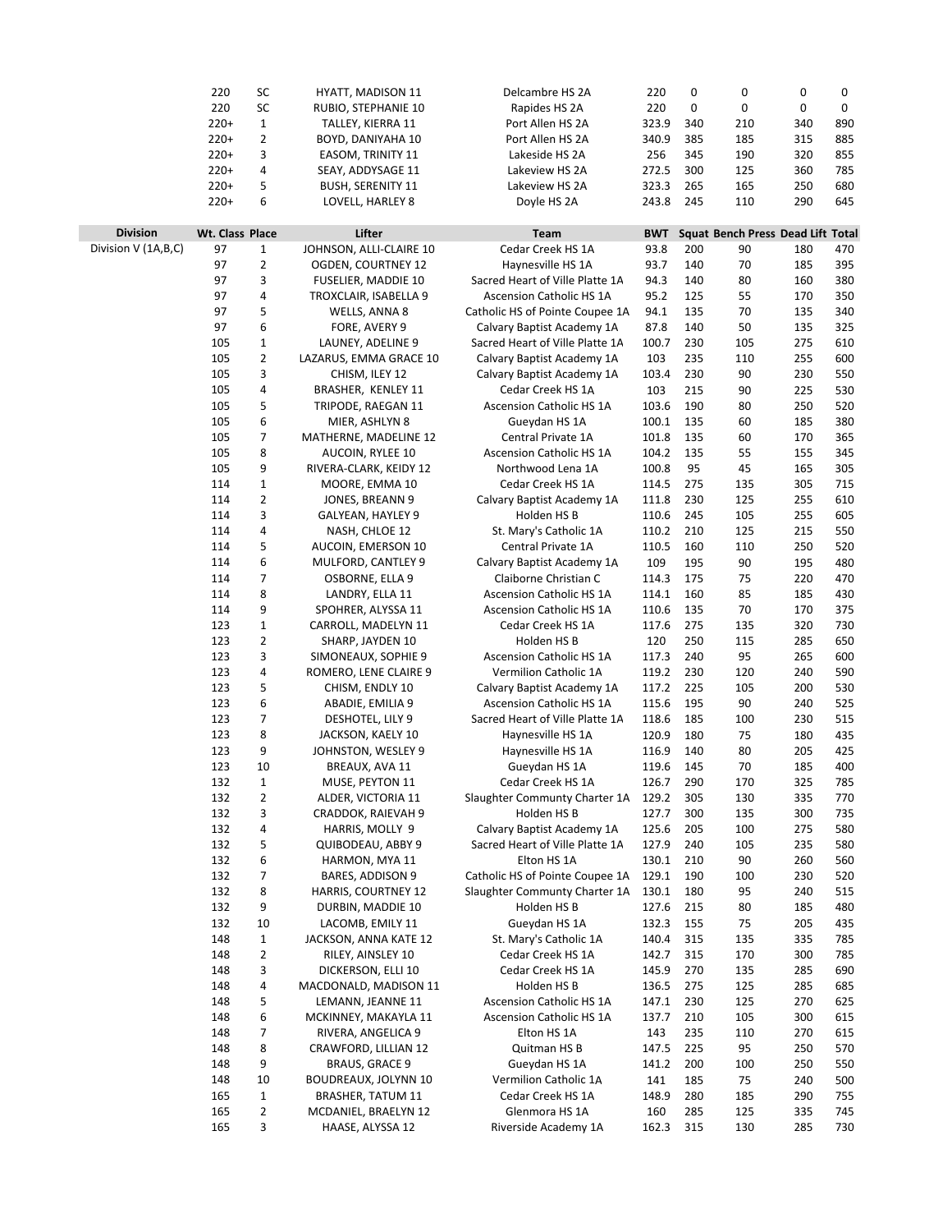| Division | Wt. Class | Place | Lifter | Team | BWT | Squat | Bench Press | Dead Lift | Total |
|---|---|---|---|---|---|---|---|---|---|
| | 220 | SC | HYATT, MADISON 11 | Delcambre HS 2A | 220 | 0 | 0 | 0 | 0 |
| | 220 | SC | RUBIO, STEPHANIE 10 | Rapides HS 2A | 220 | 0 | 0 | 0 | 0 |
| | 220+ | 1 | TALLEY, KIERRA 11 | Port Allen HS 2A | 323.9 | 340 | 210 | 340 | 890 |
| | 220+ | 2 | BOYD, DANIYAHA 10 | Port Allen HS 2A | 340.9 | 385 | 185 | 315 | 885 |
| | 220+ | 3 | EASOM, TRINITY 11 | Lakeside HS 2A | 256 | 345 | 190 | 320 | 855 |
| | 220+ | 4 | SEAY, ADDYSAGE 11 | Lakeview HS 2A | 272.5 | 300 | 125 | 360 | 785 |
| | 220+ | 5 | BUSH, SERENITY 11 | Lakeview HS 2A | 323.3 | 265 | 165 | 250 | 680 |
| | 220+ | 6 | LOVELL, HARLEY 8 | Doyle HS 2A | 243.8 | 245 | 110 | 290 | 645 |

| Division | Wt. Class | Place | Lifter | Team | BWT | Squat | Bench Press | Dead Lift | Total |
|---|---|---|---|---|---|---|---|---|---|
| Division V (1A,B,C) | 97 | 1 | JOHNSON, ALLI-CLAIRE 10 | Cedar Creek HS 1A | 93.8 | 200 | 90 | 180 | 470 |
| | 97 | 2 | OGDEN, COURTNEY 12 | Haynesville HS 1A | 93.7 | 140 | 70 | 185 | 395 |
| | 97 | 3 | FUSELIER, MADDIE 10 | Sacred Heart of Ville Platte 1A | 94.3 | 140 | 80 | 160 | 380 |
| | 97 | 4 | TROXCLAIR, ISABELLA 9 | Ascension Catholic HS 1A | 95.2 | 125 | 55 | 170 | 350 |
| | 97 | 5 | WELLS, ANNA 8 | Catholic HS of Pointe Coupee 1A | 94.1 | 135 | 70 | 135 | 340 |
| | 97 | 6 | FORE, AVERY 9 | Calvary Baptist Academy 1A | 87.8 | 140 | 50 | 135 | 325 |
| | 105 | 1 | LAUNEY, ADELINE 9 | Sacred Heart of Ville Platte 1A | 100.7 | 230 | 105 | 275 | 610 |
| | 105 | 2 | LAZARUS, EMMA GRACE 10 | Calvary Baptist Academy 1A | 103 | 235 | 110 | 255 | 600 |
| | 105 | 3 | CHISM, ILEY 12 | Calvary Baptist Academy 1A | 103.4 | 230 | 90 | 230 | 550 |
| | 105 | 4 | BRASHER, KENLEY 11 | Cedar Creek HS 1A | 103 | 215 | 90 | 225 | 530 |
| | 105 | 5 | TRIPODE, RAEGAN 11 | Ascension Catholic HS 1A | 103.6 | 190 | 80 | 250 | 520 |
| | 105 | 6 | MIER, ASHLYN 8 | Gueydan HS 1A | 100.1 | 135 | 60 | 185 | 380 |
| | 105 | 7 | MATHERNE, MADELINE 12 | Central Private 1A | 101.8 | 135 | 60 | 170 | 365 |
| | 105 | 8 | AUCOIN, RYLEE 10 | Ascension Catholic HS 1A | 104.2 | 135 | 55 | 155 | 345 |
| | 105 | 9 | RIVERA-CLARK, KEIDY 12 | Northwood Lena 1A | 100.8 | 95 | 45 | 165 | 305 |
| | 114 | 1 | MOORE, EMMA 10 | Cedar Creek HS 1A | 114.5 | 275 | 135 | 305 | 715 |
| | 114 | 2 | JONES, BREANN 9 | Calvary Baptist Academy 1A | 111.8 | 230 | 125 | 255 | 610 |
| | 114 | 3 | GALYEAN, HAYLEY 9 | Holden HS B | 110.6 | 245 | 105 | 255 | 605 |
| | 114 | 4 | NASH, CHLOE 12 | St. Mary's Catholic 1A | 110.2 | 210 | 125 | 215 | 550 |
| | 114 | 5 | AUCOIN, EMERSON 10 | Central Private 1A | 110.5 | 160 | 110 | 250 | 520 |
| | 114 | 6 | MULFORD, CANTLEY 9 | Calvary Baptist Academy 1A | 109 | 195 | 90 | 195 | 480 |
| | 114 | 7 | OSBORNE, ELLA 9 | Claiborne Christian C | 114.3 | 175 | 75 | 220 | 470 |
| | 114 | 8 | LANDRY, ELLA 11 | Ascension Catholic HS 1A | 114.1 | 160 | 85 | 185 | 430 |
| | 114 | 9 | SPOHRER, ALYSSA 11 | Ascension Catholic HS 1A | 110.6 | 135 | 70 | 170 | 375 |
| | 123 | 1 | CARROLL, MADELYN 11 | Cedar Creek HS 1A | 117.6 | 275 | 135 | 320 | 730 |
| | 123 | 2 | SHARP, JAYDEN 10 | Holden HS B | 120 | 250 | 115 | 285 | 650 |
| | 123 | 3 | SIMONEAUX, SOPHIE 9 | Ascension Catholic HS 1A | 117.3 | 240 | 95 | 265 | 600 |
| | 123 | 4 | ROMERO, LENE CLAIRE 9 | Vermilion Catholic 1A | 119.2 | 230 | 120 | 240 | 590 |
| | 123 | 5 | CHISM, ENDLY 10 | Calvary Baptist Academy 1A | 117.2 | 225 | 105 | 200 | 530 |
| | 123 | 6 | ABADIE, EMILIA 9 | Ascension Catholic HS 1A | 115.6 | 195 | 90 | 240 | 525 |
| | 123 | 7 | DESHOTEL, LILY 9 | Sacred Heart of Ville Platte 1A | 118.6 | 185 | 100 | 230 | 515 |
| | 123 | 8 | JACKSON, KAELY 10 | Haynesville HS 1A | 120.9 | 180 | 75 | 180 | 435 |
| | 123 | 9 | JOHNSTON, WESLEY 9 | Haynesville HS 1A | 116.9 | 140 | 80 | 205 | 425 |
| | 123 | 10 | BREAUX, AVA 11 | Gueydan HS 1A | 119.6 | 145 | 70 | 185 | 400 |
| | 132 | 1 | MUSE, PEYTON 11 | Cedar Creek HS 1A | 126.7 | 290 | 170 | 325 | 785 |
| | 132 | 2 | ALDER, VICTORIA 11 | Slaughter Commumity Charter 1A | 129.2 | 305 | 130 | 335 | 770 |
| | 132 | 3 | CRADDOK, RAIEVAH 9 | Holden HS B | 127.7 | 300 | 135 | 300 | 735 |
| | 132 | 4 | HARRIS, MOLLY 9 | Calvary Baptist Academy 1A | 125.6 | 205 | 100 | 275 | 580 |
| | 132 | 5 | QUIBODEAU, ABBY 9 | Sacred Heart of Ville Platte 1A | 127.9 | 240 | 105 | 235 | 580 |
| | 132 | 6 | HARMON, MYA 11 | Elton HS 1A | 130.1 | 210 | 90 | 260 | 560 |
| | 132 | 7 | BARES, ADDISON 9 | Catholic HS of Pointe Coupee 1A | 129.1 | 190 | 100 | 230 | 520 |
| | 132 | 8 | HARRIS, COURTNEY 12 | Slaughter Commumity Charter 1A | 130.1 | 180 | 95 | 240 | 515 |
| | 132 | 9 | DURBIN, MADDIE 10 | Holden HS B | 127.6 | 215 | 80 | 185 | 480 |
| | 132 | 10 | LACOMB, EMILY 11 | Gueydan HS 1A | 132.3 | 155 | 75 | 205 | 435 |
| | 148 | 1 | JACKSON, ANNA KATE 12 | St. Mary's Catholic 1A | 140.4 | 315 | 135 | 335 | 785 |
| | 148 | 2 | RILEY, AINSLEY 10 | Cedar Creek HS 1A | 142.7 | 315 | 170 | 300 | 785 |
| | 148 | 3 | DICKERSON, ELLI 10 | Cedar Creek HS 1A | 145.9 | 270 | 135 | 285 | 690 |
| | 148 | 4 | MACDONALD, MADISON 11 | Holden HS B | 136.5 | 275 | 125 | 285 | 685 |
| | 148 | 5 | LEMANN, JEANNE 11 | Ascension Catholic HS 1A | 147.1 | 230 | 125 | 270 | 625 |
| | 148 | 6 | MCKINNEY, MAKAYLA 11 | Ascension Catholic HS 1A | 137.7 | 210 | 105 | 300 | 615 |
| | 148 | 7 | RIVERA, ANGELICA 9 | Elton HS 1A | 143 | 235 | 110 | 270 | 615 |
| | 148 | 8 | CRAWFORD, LILLIAN 12 | Quitman HS B | 147.5 | 225 | 95 | 250 | 570 |
| | 148 | 9 | BRAUS, GRACE 9 | Gueydan HS 1A | 141.2 | 200 | 100 | 250 | 550 |
| | 148 | 10 | BOUDREAUX, JOLYNN 10 | Vermilion Catholic 1A | 141 | 185 | 75 | 240 | 500 |
| | 165 | 1 | BRASHER, TATUM 11 | Cedar Creek HS 1A | 148.9 | 280 | 185 | 290 | 755 |
| | 165 | 2 | MCDANIEL, BRAELYN 12 | Glenmora HS 1A | 160 | 285 | 125 | 335 | 745 |
| | 165 | 3 | HAASE, ALYSSA 12 | Riverside Academy 1A | 162.3 | 315 | 130 | 285 | 730 |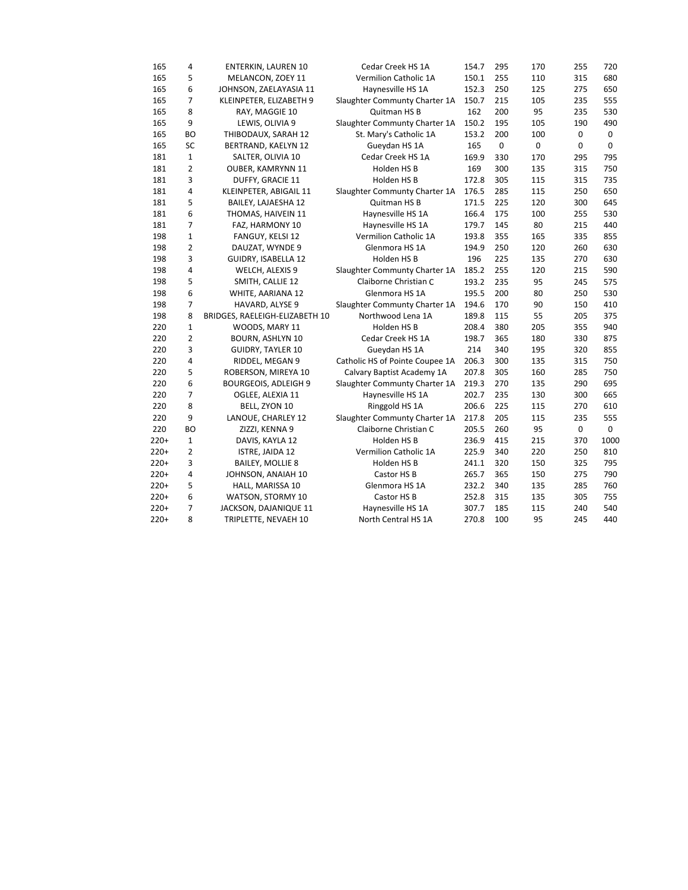| | | | | | | | | |
|---|---|---|---|---|---|---|---|---|
| 165 | 4 | ENTERKIN, LAUREN 10 | Cedar Creek HS 1A | 154.7 | 295 | 170 | 255 | 720 |
| 165 | 5 | MELANCON, ZOEY 11 | Vermilion Catholic 1A | 150.1 | 255 | 110 | 315 | 680 |
| 165 | 6 | JOHNSON, ZAELAYASIA 11 | Haynesville HS 1A | 152.3 | 250 | 125 | 275 | 650 |
| 165 | 7 | KLEINPETER, ELIZABETH 9 | Slaughter Communty Charter 1A | 150.7 | 215 | 105 | 235 | 555 |
| 165 | 8 | RAY, MAGGIE 10 | Quitman HS B | 162 | 200 | 95 | 235 | 530 |
| 165 | 9 | LEWIS, OLIVIA 9 | Slaughter Communty Charter 1A | 150.2 | 195 | 105 | 190 | 490 |
| 165 | BO | THIBODAUX, SARAH 12 | St. Mary's Catholic 1A | 153.2 | 200 | 100 | 0 | 0 |
| 165 | SC | BERTRAND, KAELYN 12 | Gueydan HS 1A | 165 | 0 | 0 | 0 | 0 |
| 181 | 1 | SALTER, OLIVIA 10 | Cedar Creek HS 1A | 169.9 | 330 | 170 | 295 | 795 |
| 181 | 2 | OUBER, KAMRYNN 11 | Holden HS B | 169 | 300 | 135 | 315 | 750 |
| 181 | 3 | DUFFY, GRACIE 11 | Holden HS B | 172.8 | 305 | 115 | 315 | 735 |
| 181 | 4 | KLEINPETER, ABIGAIL 11 | Slaughter Communty Charter 1A | 176.5 | 285 | 115 | 250 | 650 |
| 181 | 5 | BAILEY, LAJAESHA 12 | Quitman HS B | 171.5 | 225 | 120 | 300 | 645 |
| 181 | 6 | THOMAS, HAIVEIN 11 | Haynesville HS 1A | 166.4 | 175 | 100 | 255 | 530 |
| 181 | 7 | FAZ, HARMONY 10 | Haynesville HS 1A | 179.7 | 145 | 80 | 215 | 440 |
| 198 | 1 | FANGUY, KELSI 12 | Vermilion Catholic 1A | 193.8 | 355 | 165 | 335 | 855 |
| 198 | 2 | DAUZAT, WYNDE 9 | Glenmora HS 1A | 194.9 | 250 | 120 | 260 | 630 |
| 198 | 3 | GUIDRY, ISABELLA 12 | Holden HS B | 196 | 225 | 135 | 270 | 630 |
| 198 | 4 | WELCH, ALEXIS 9 | Slaughter Communty Charter 1A | 185.2 | 255 | 120 | 215 | 590 |
| 198 | 5 | SMITH, CALLIE 12 | Claiborne Christian C | 193.2 | 235 | 95 | 245 | 575 |
| 198 | 6 | WHITE, AARIANA 12 | Glenmora HS 1A | 195.5 | 200 | 80 | 250 | 530 |
| 198 | 7 | HAVARD, ALYSE 9 | Slaughter Communty Charter 1A | 194.6 | 170 | 90 | 150 | 410 |
| 198 | 8 | BRIDGES, RAELEIGH-ELIZABETH 10 | Northwood Lena 1A | 189.8 | 115 | 55 | 205 | 375 |
| 220 | 1 | WOODS, MARY 11 | Holden HS B | 208.4 | 380 | 205 | 355 | 940 |
| 220 | 2 | BOURN, ASHLYN 10 | Cedar Creek HS 1A | 198.7 | 365 | 180 | 330 | 875 |
| 220 | 3 | GUIDRY, TAYLER 10 | Gueydan HS 1A | 214 | 340 | 195 | 320 | 855 |
| 220 | 4 | RIDDEL, MEGAN 9 | Catholic HS of Pointe Coupee 1A | 206.3 | 300 | 135 | 315 | 750 |
| 220 | 5 | ROBERSON, MIREYA 10 | Calvary Baptist Academy 1A | 207.8 | 305 | 160 | 285 | 750 |
| 220 | 6 | BOURGEOIS, ADLEIGH 9 | Slaughter Communty Charter 1A | 219.3 | 270 | 135 | 290 | 695 |
| 220 | 7 | OGLEE, ALEXIA 11 | Haynesville HS 1A | 202.7 | 235 | 130 | 300 | 665 |
| 220 | 8 | BELL, ZYON 10 | Ringgold HS 1A | 206.6 | 225 | 115 | 270 | 610 |
| 220 | 9 | LANOUE, CHARLEY 12 | Slaughter Communty Charter 1A | 217.8 | 205 | 115 | 235 | 555 |
| 220 | BO | ZIZZI, KENNA 9 | Claiborne Christian C | 205.5 | 260 | 95 | 0 | 0 |
| 220+ | 1 | DAVIS, KAYLA 12 | Holden HS B | 236.9 | 415 | 215 | 370 | 1000 |
| 220+ | 2 | ISTRE, JAIDA 12 | Vermilion Catholic 1A | 225.9 | 340 | 220 | 250 | 810 |
| 220+ | 3 | BAILEY, MOLLIE 8 | Holden HS B | 241.1 | 320 | 150 | 325 | 795 |
| 220+ | 4 | JOHNSON, ANAIAH 10 | Castor HS B | 265.7 | 365 | 150 | 275 | 790 |
| 220+ | 5 | HALL, MARISSA 10 | Glenmora HS 1A | 232.2 | 340 | 135 | 285 | 760 |
| 220+ | 6 | WATSON, STORMY 10 | Castor HS B | 252.8 | 315 | 135 | 305 | 755 |
| 220+ | 7 | JACKSON, DAJANIQUE 11 | Haynesville HS 1A | 307.7 | 185 | 115 | 240 | 540 |
| 220+ | 8 | TRIPLETTE, NEVAEH 10 | North Central HS 1A | 270.8 | 100 | 95 | 245 | 440 |